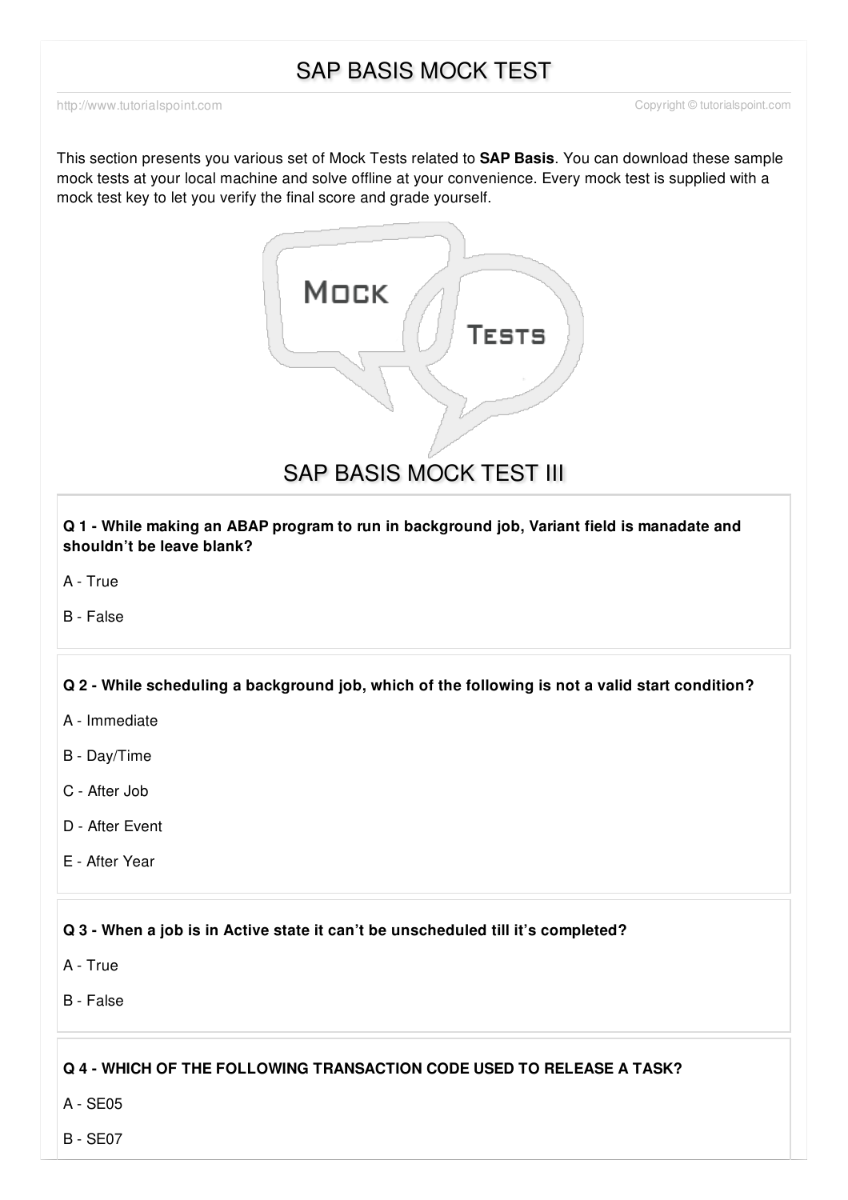# SAP BASIS MOCK TEST

http://www.tutorialspoint.com Copyright © tutorialspoint.com

This section presents you various set of Mock Tests related to **SAP Basis**. You can download these sample mock tests at your local machine and solve offline at your convenience. Every mock test is supplied with a mock test key to let you verify the final score and grade yourself.

## SAP BASIS MOCK TEST III

**Q 1 - While making an ABAP program to run in background job, Variant field is manadate and shouldn't be leave blank?**

A - True

B - False

**Q 2 - While scheduling a background job, which of the following is not a valid start condition?**

A - Immediate

B - Day/Time

C - After Job

D - After Event

E - After Year

**Q 3 - When a job is in Active state it can't be unscheduled till it's completed?**

A - True

B - False

**Q 4 - WHICH OF THE FOLLOWING TRANSACTION CODE USED TO RELEASE A TASK?**

A - SE05

B - SE07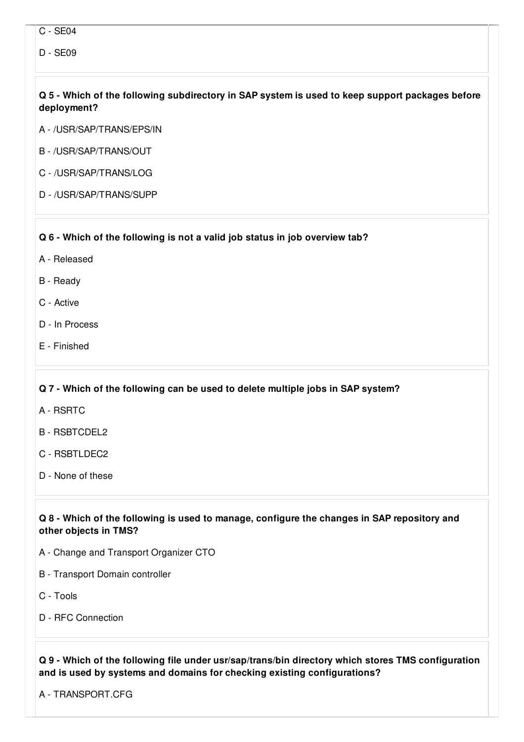C - SE04

D - SE09

**Q 5 - Which of the following subdirectory in SAP system is used to keep support packages before deployment?**

A - /USR/SAP/TRANS/EPS/IN

B - /USR/SAP/TRANS/OUT

C - /USR/SAP/TRANS/LOG

D - /USR/SAP/TRANS/SUPP

**Q 6 - Which of the following is not a valid job status in job overview tab?**

A - Released

B - Ready

C - Active

D - In Process

E - Finished

**Q 7 - Which of the following can be used to delete multiple jobs in SAP system?**

A - RSRTC

B - RSBTCDEL2

C - RSBTLDEC2

D - None of these

**Q 8 - Which of the following is used to manage, configure the changes in SAP repository and other objects in TMS?**

A - Change and Transport Organizer CTO

B - Transport Domain controller

C - Tools

D - RFC Connection

**Q 9 - Which of the following file under usr/sap/trans/bin directory which stores TMS configuration and is used by systems and domains for checking existing configurations?**

A - TRANSPORT.CFG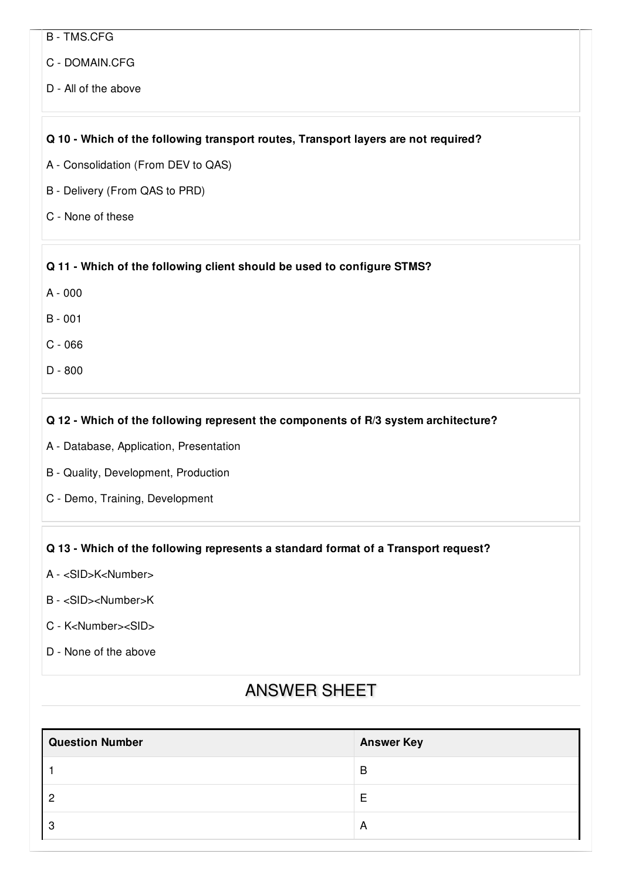B - TMS.CFG

C - DOMAIN.CFG

D - All of the above

**Q 10 - Which of the following transport routes, Transport layers are not required?**

A - Consolidation (From DEV to QAS)

B - Delivery (From QAS to PRD)

C - None of these

**Q 11 - Which of the following client should be used to configure STMS?**

A - 000

B - 001

C - 066

D - 800

**Q 12 - Which of the following represent the components of R/3 system architecture?**

A - Database, Application, Presentation

B - Quality, Development, Production

C - Demo, Training, Development

**Q 13 - Which of the following represents a standard format of a Transport request?**

A - <SID>K<Number>

B - <SID><Number>K

C - K<Number><SID>

D - None of the above

## ANSWER SHEET

| Question Number | Answer Key |
|---|---|
| 1 | B |
| 2 | E |
| 3 | A |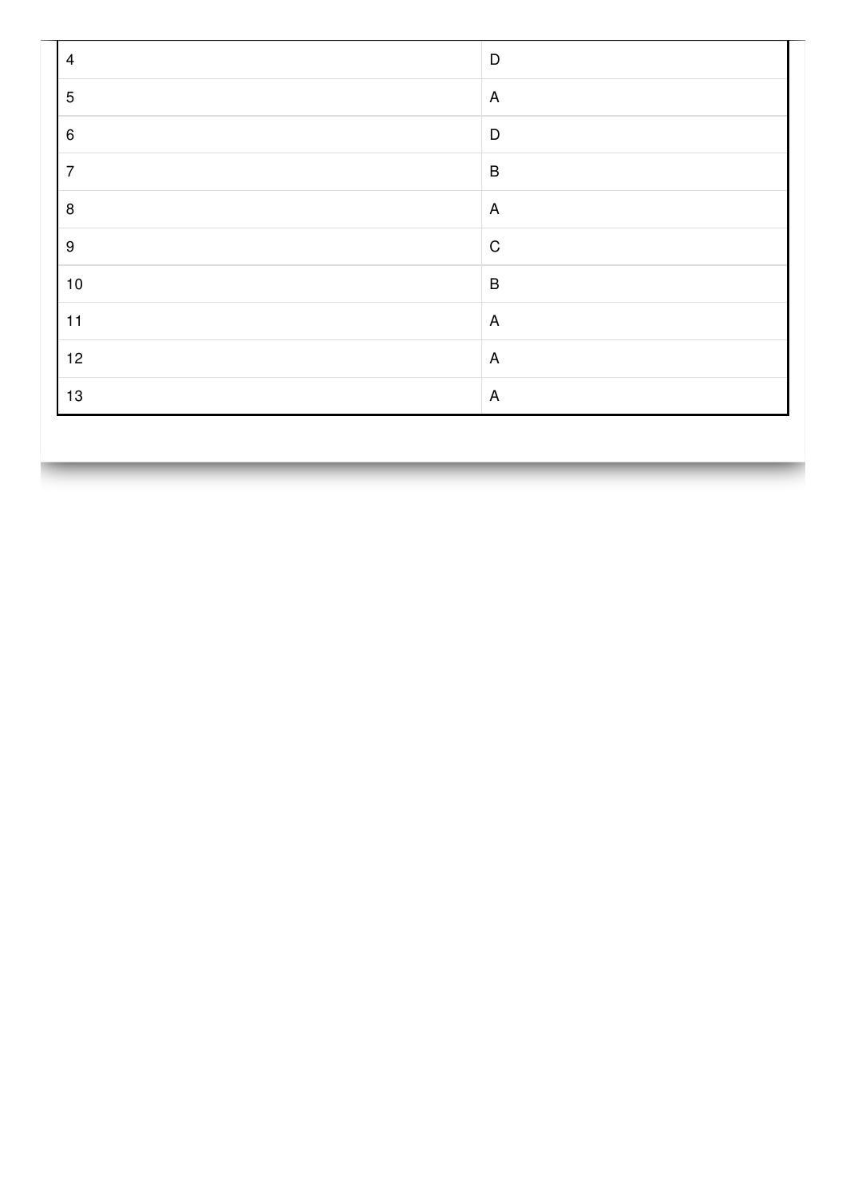| | |
|---|---|
| 4 | D |
| 5 | A |
| 6 | D |
| 7 | B |
| 8 | A |
| 9 | C |
| 10 | B |
| 11 | A |
| 12 | A |
| 13 | A |